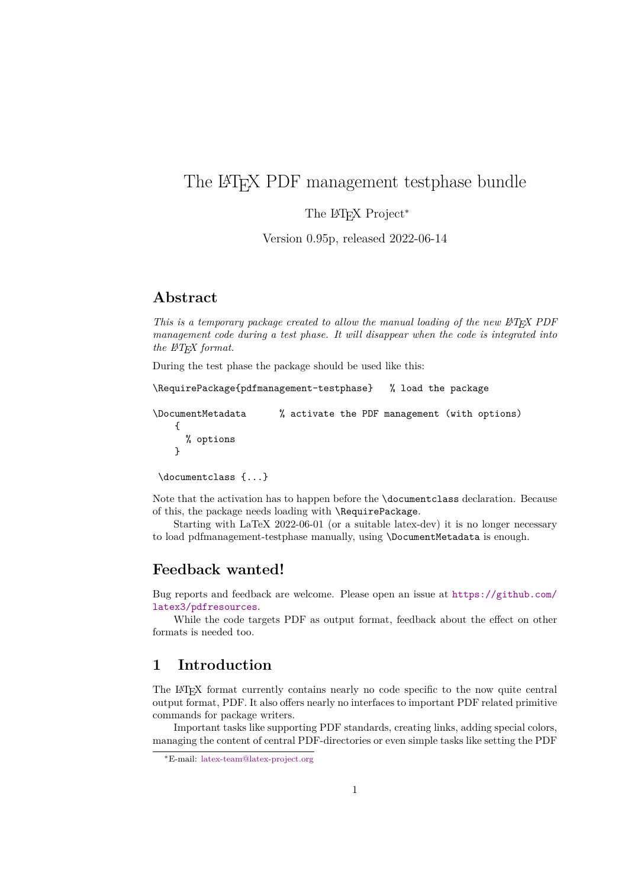# The LaTeX PDF management testphase bundle

The LaTeX Project[*]

Version 0.95p, released 2022-06-14

## Abstract

*This is a temporary package created to allow the manual loading of the new LaTeX PDF management code during a test phase. It will disappear when the code is integrated into the LaTeX format.*

During the test phase the package should be used like this:

```
\RequirePackage{pdfmanagement-testphase}   % load the package

\DocumentMetadata      % activate the PDF management (with options)
    {
      % options
    }

 \documentclass {...}
```

Note that the activation has to happen before the `\documentclass` declaration. Because of this, the package needs loading with `\RequirePackage`.

Starting with LaTeX 2022-06-01 (or a suitable latex-dev) it is no longer necessary to load pdfmanagement-testphase manually, using `\DocumentMetadata` is enough.

## Feedback wanted!

Bug reports and feedback are welcome. Please open an issue at https://github.com/latex3/pdfresources.

While the code targets PDF as output format, feedback about the effect on other formats is needed too.

## 1 Introduction

The LaTeX format currently contains nearly no code specific to the now quite central output format, PDF. It also offers nearly no interfaces to important PDF related primitive commands for package writers.

Important tasks like supporting PDF standards, creating links, adding special colors, managing the content of central PDF-directories or even simple tasks like setting the PDF

[*] E-mail: latex-team@latex-project.org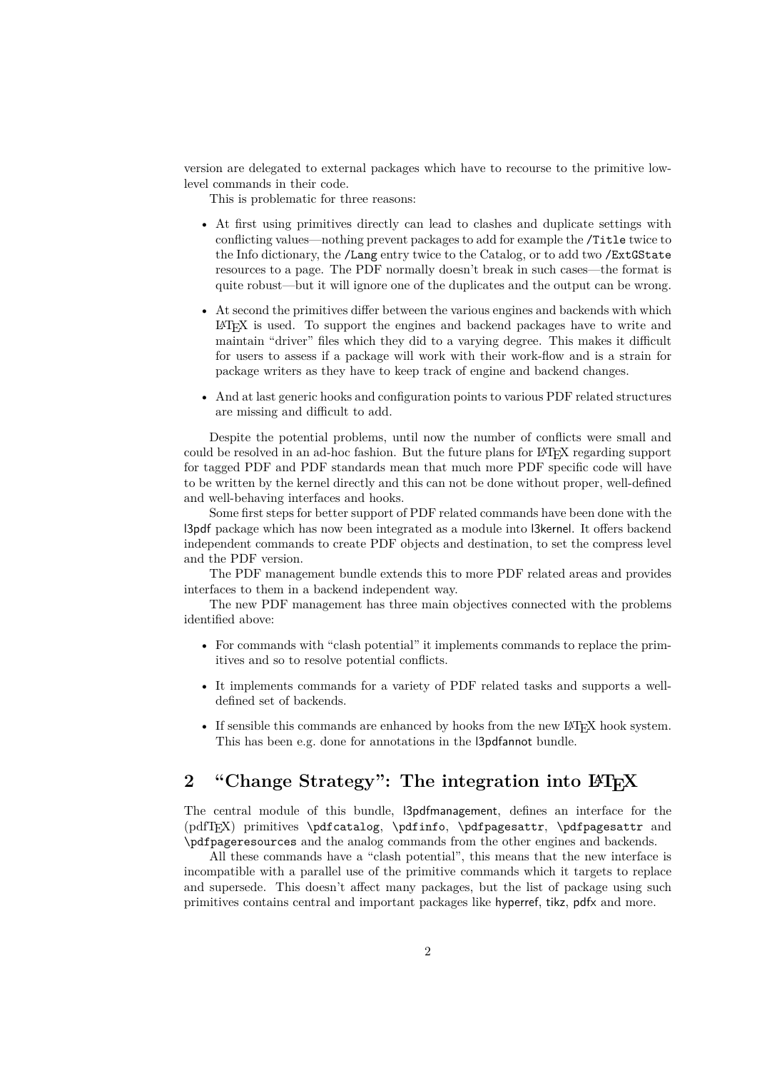version are delegated to external packages which have to recourse to the primitive low-level commands in their code.

This is problematic for three reasons:

- At first using primitives directly can lead to clashes and duplicate settings with conflicting values—nothing prevent packages to add for example the `/Title` twice to the Info dictionary, the `/Lang` entry twice to the Catalog, or to add two `/ExtGState` resources to a page. The PDF normally doesn't break in such cases—the format is quite robust—but it will ignore one of the duplicates and the output can be wrong.
- At second the primitives differ between the various engines and backends with which LaTeX is used. To support the engines and backend packages have to write and maintain "driver" files which they did to a varying degree. This makes it difficult for users to assess if a package will work with their work-flow and is a strain for package writers as they have to keep track of engine and backend changes.
- And at last generic hooks and configuration points to various PDF related structures are missing and difficult to add.

Despite the potential problems, until now the number of conflicts were small and could be resolved in an ad-hoc fashion. But the future plans for LaTeX regarding support for tagged PDF and PDF standards mean that much more PDF specific code will have to be written by the kernel directly and this can not be done without proper, well-defined and well-behaving interfaces and hooks.

Some first steps for better support of PDF related commands have been done with the l3pdf package which has now been integrated as a module into l3kernel. It offers backend independent commands to create PDF objects and destination, to set the compress level and the PDF version.

The PDF management bundle extends this to more PDF related areas and provides interfaces to them in a backend independent way.

The new PDF management has three main objectives connected with the problems identified above:

- For commands with "clash potential" it implements commands to replace the primitives and so to resolve potential conflicts.
- It implements commands for a variety of PDF related tasks and supports a well-defined set of backends.
- If sensible this commands are enhanced by hooks from the new LaTeX hook system. This has been e.g. done for annotations in the l3pdfannot bundle.

## 2 "Change Strategy": The integration into LaTeX

The central module of this bundle, l3pdfmanagement, defines an interface for the (pdfTeX) primitives `\pdfcatalog`, `\pdfinfo`, `\pdfpagesattr`, `\pdfpagesattr` and `\pdfpageresources` and the analog commands from the other engines and backends.

All these commands have a "clash potential", this means that the new interface is incompatible with a parallel use of the primitive commands which it targets to replace and supersede. This doesn't affect many packages, but the list of package using such primitives contains central and important packages like hyperref, tikz, pdfx and more.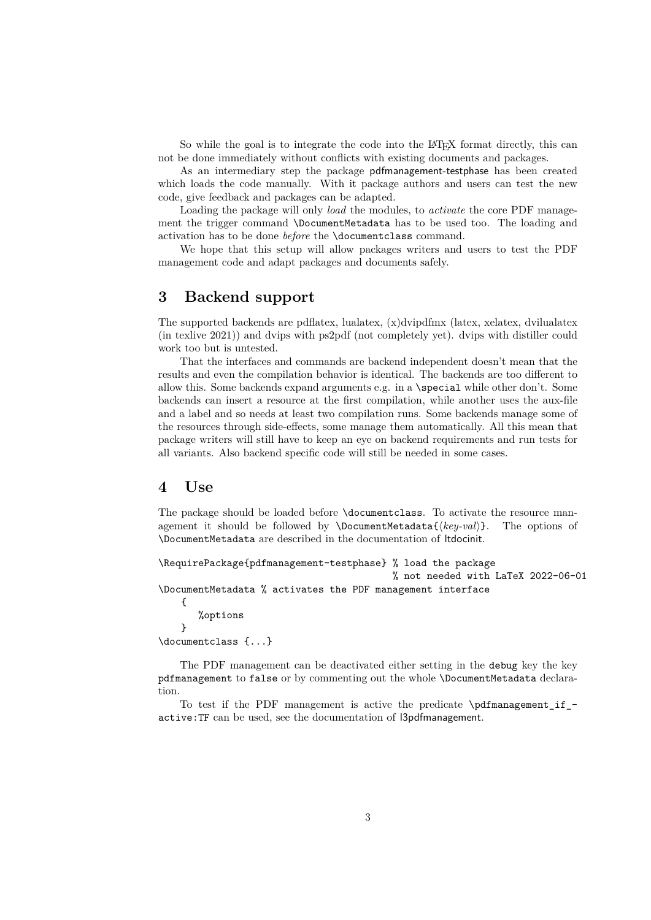So while the goal is to integrate the code into the LaTeX format directly, this can not be done immediately without conflicts with existing documents and packages.

As an intermediary step the package pdfmanagement-testphase has been created which loads the code manually. With it package authors and users can test the new code, give feedback and packages can be adapted.

Loading the package will only *load* the modules, to *activate* the core PDF management the trigger command `\DocumentMetadata` has to be used too. The loading and activation has to be done *before* the `\documentclass` command.

We hope that this setup will allow packages writers and users to test the PDF management code and adapt packages and documents safely.

## 3 Backend support

The supported backends are pdflatex, lualatex, (x)dvipdfmx (latex, xelatex, dvilualatex (in texlive 2021)) and dvips with ps2pdf (not completely yet). dvips with distiller could work too but is untested.

That the interfaces and commands are backend independent doesn't mean that the results and even the compilation behavior is identical. The backends are too different to allow this. Some backends expand arguments e.g. in a `\special` while other don't. Some backends can insert a resource at the first compilation, while another uses the aux-file and a label and so needs at least two compilation runs. Some backends manage some of the resources through side-effects, some manage them automatically. All this mean that package writers will still have to keep an eye on backend requirements and run tests for all variants. Also backend specific code will still be needed in some cases.

## 4 Use

The package should be loaded before `\documentclass`. To activate the resource management it should be followed by `\DocumentMetadata{⟨key-val⟩}`. The options of `\DocumentMetadata` are described in the documentation of ltdocinit.

```
\RequirePackage{pdfmanagement-testphase} % load the package
                                         % not needed with LaTeX 2022-06-01
\DocumentMetadata % activates the PDF management interface
    {
       %options
    }
\documentclass {...}
```

The PDF management can be deactivated either setting in the `debug` key the key `pdfmanagement` to `false` or by commenting out the whole `\DocumentMetadata` declaration.

To test if the PDF management is active the predicate `\pdfmanagement_if_active:TF` can be used, see the documentation of l3pdfmanagement.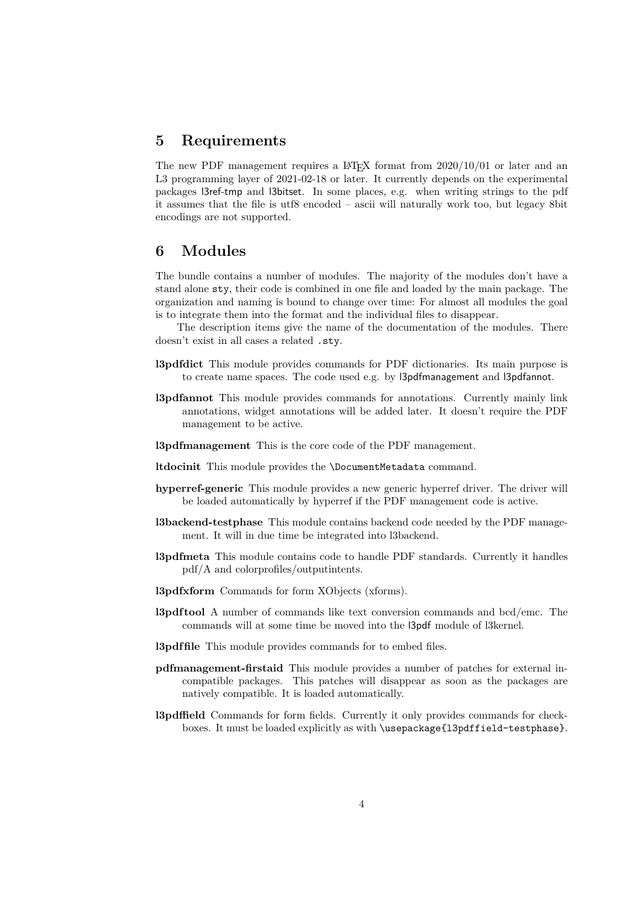## 5 Requirements

The new PDF management requires a LaTeX format from 2020/10/01 or later and an L3 programming layer of 2021-02-18 or later. It currently depends on the experimental packages l3ref-tmp and l3bitset. In some places, e.g. when writing strings to the pdf it assumes that the file is utf8 encoded – ascii will naturally work too, but legacy 8bit encodings are not supported.

## 6 Modules

The bundle contains a number of modules. The majority of the modules don't have a stand alone `sty`, their code is combined in one file and loaded by the main package. The organization and naming is bound to change over time: For almost all modules the goal is to integrate them into the format and the individual files to disappear.

The description items give the name of the documentation of the modules. There doesn't exist in all cases a related `.sty`.

**l3pdfdict** This module provides commands for PDF dictionaries. Its main purpose is to create name spaces. The code used e.g. by l3pdfmanagement and l3pdfannot.

**l3pdfannot** This module provides commands for annotations. Currently mainly link annotations, widget annotations will be added later. It doesn't require the PDF management to be active.

**l3pdfmanagement** This is the core code of the PDF management.

**ltdocinit** This module provides the `\DocumentMetadata` command.

**hyperref-generic** This module provides a new generic hyperref driver. The driver will be loaded automatically by hyperref if the PDF management code is active.

**l3backend-testphase** This module contains backend code needed by the PDF management. It will in due time be integrated into l3backend.

**l3pdfmeta** This module contains code to handle PDF standards. Currently it handles pdf/A and colorprofiles/outputintents.

**l3pdfxform** Commands for form XObjects (xforms).

**l3pdftool** A number of commands like text conversion commands and bcd/emc. The commands will at some time be moved into the l3pdf module of l3kernel.

**l3pdffile** This module provides commands for to embed files.

**pdfmanagement-firstaid** This module provides a number of patches for external incompatible packages. This patches will disappear as soon as the packages are natively compatible. It is loaded automatically.

**l3pdffield** Commands for form fields. Currently it only provides commands for checkboxes. It must be loaded explicitly as with `\usepackage{l3pdffield-testphase}`.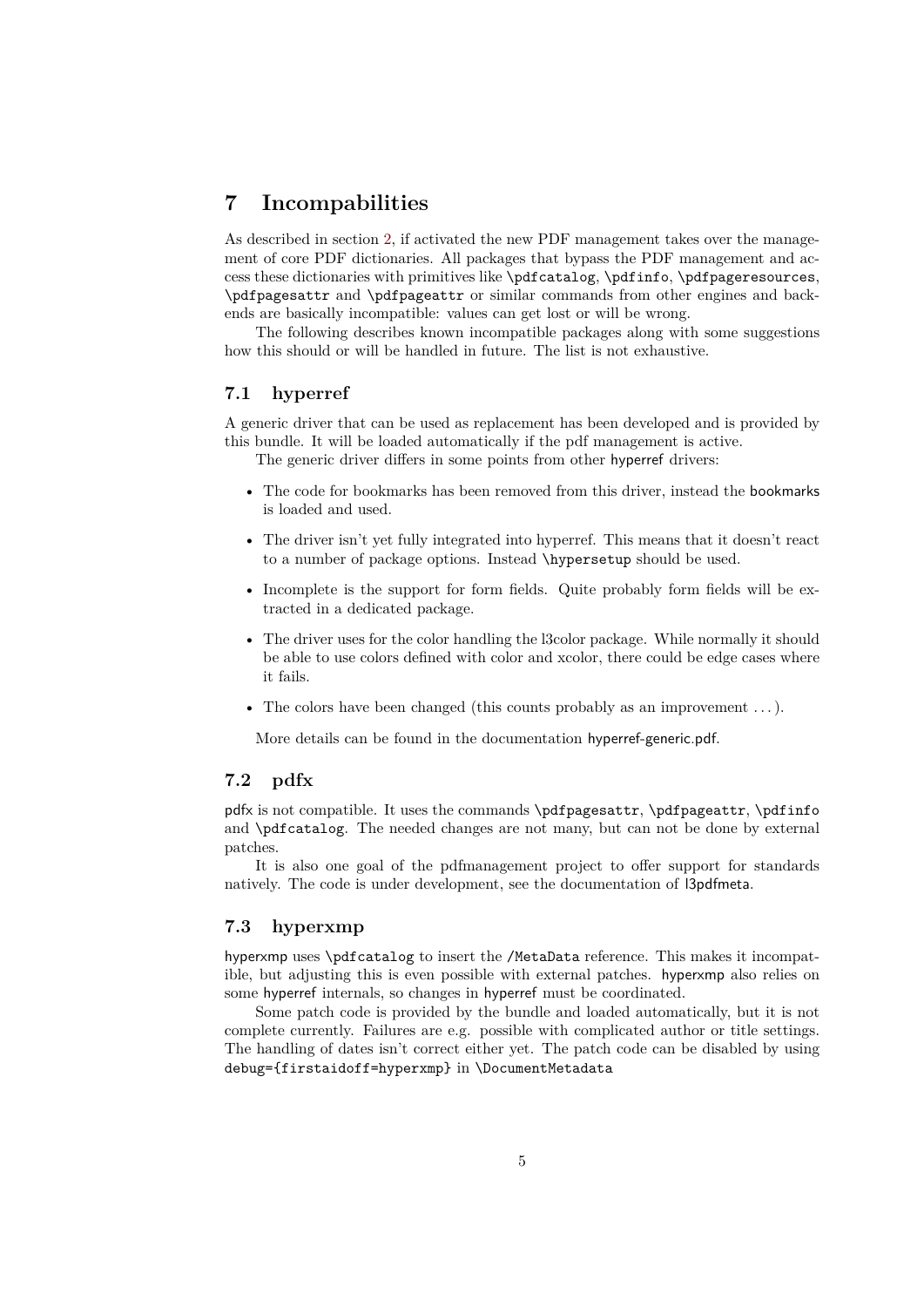# 7 Incompabilities

As described in section 2, if activated the new PDF management takes over the management of core PDF dictionaries. All packages that bypass the PDF management and access these dictionaries with primitives like `\pdfcatalog`, `\pdfinfo`, `\pdfpageresources`, `\pdfpagesattr` and `\pdfpageattr` or similar commands from other engines and backends are basically incompatible: values can get lost or will be wrong.

The following describes known incompatible packages along with some suggestions how this should or will be handled in future. The list is not exhaustive.

## 7.1 hyperref

A generic driver that can be used as replacement has been developed and is provided by this bundle. It will be loaded automatically if the pdf management is active.

The generic driver differs in some points from other hyperref drivers:

- The code for bookmarks has been removed from this driver, instead the bookmarks is loaded and used.
- The driver isn't yet fully integrated into hyperref. This means that it doesn't react to a number of package options. Instead `\hypersetup` should be used.
- Incomplete is the support for form fields. Quite probably form fields will be extracted in a dedicated package.
- The driver uses for the color handling the l3color package. While normally it should be able to use colors defined with color and xcolor, there could be edge cases where it fails.
- The colors have been changed (this counts probably as an improvement . . . ).

More details can be found in the documentation hyperref-generic.pdf.

## 7.2 pdfx

pdfx is not compatible. It uses the commands `\pdfpagesattr`, `\pdfpageattr`, `\pdfinfo` and `\pdfcatalog`. The needed changes are not many, but can not be done by external patches.

It is also one goal of the pdfmanagement project to offer support for standards natively. The code is under development, see the documentation of l3pdfmeta.

## 7.3 hyperxmp

hyperxmp uses `\pdfcatalog` to insert the `/MetaData` reference. This makes it incompatible, but adjusting this is even possible with external patches. hyperxmp also relies on some hyperref internals, so changes in hyperref must be coordinated.

Some patch code is provided by the bundle and loaded automatically, but it is not complete currently. Failures are e.g. possible with complicated author or title settings. The handling of dates isn't correct either yet. The patch code can be disabled by using `debug={firstaidoff=hyperxmp}` in `\DocumentMetadata`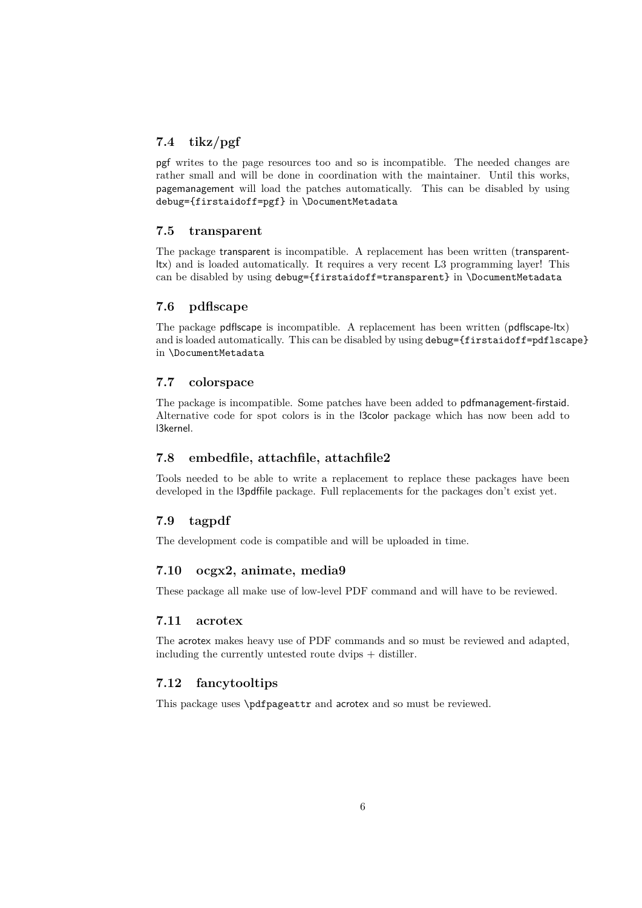## 7.4 tikz/pgf

pgf writes to the page resources too and so is incompatible. The needed changes are rather small and will be done in coordination with the maintainer. Until this works, pagemanagement will load the patches automatically. This can be disabled by using `debug={firstaidoff=pgf}` in `\DocumentMetadata`

## 7.5 transparent

The package transparent is incompatible. A replacement has been written (transparent-ltx) and is loaded automatically. It requires a very recent L3 programming layer! This can be disabled by using `debug={firstaidoff=transparent}` in `\DocumentMetadata`

## 7.6 pdflscape

The package pdflscape is incompatible. A replacement has been written (pdflscape-ltx) and is loaded automatically. This can be disabled by using `debug={firstaidoff=pdflscape}` in `\DocumentMetadata`

## 7.7 colorspace

The package is incompatible. Some patches have been added to pdfmanagement-firstaid. Alternative code for spot colors is in the l3color package which has now been add to l3kernel.

## 7.8 embedfile, attachfile, attachfile2

Tools needed to be able to write a replacement to replace these packages have been developed in the l3pdffile package. Full replacements for the packages don't exist yet.

## 7.9 tagpdf

The development code is compatible and will be uploaded in time.

## 7.10 ocgx2, animate, media9

These package all make use of low-level PDF command and will have to be reviewed.

## 7.11 acrotex

The acrotex makes heavy use of PDF commands and so must be reviewed and adapted, including the currently untested route dvips + distiller.

## 7.12 fancytooltips

This package uses `\pdfpageattr` and acrotex and so must be reviewed.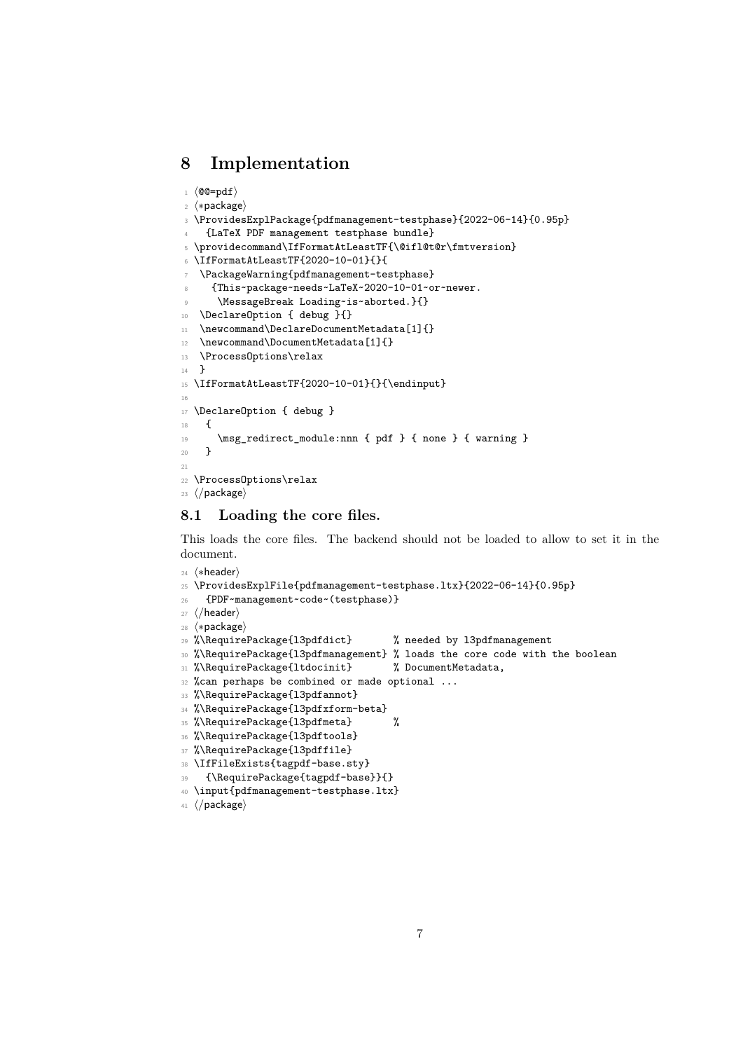# 8 Implementation

```
1 ⟨@@=pdf⟩
2 ⟨*package⟩
3 \ProvidesExplPackage{pdfmanagement-testphase}{2022-06-14}{0.95p}
4   {LaTeX PDF management testphase bundle}
5 \providecommand\IfFormatAtLeastTF{\@ifl@t@r\fmtversion}
6 \IfFormatAtLeastTF{2020-10-01}{}{
7  \PackageWarning{pdfmanagement-testphase}
8    {This~package~needs~LaTeX~2020-10-01~or~newer.
9     \MessageBreak Loading~is~aborted.}{}
10  \DeclareOption { debug }{}
11  \newcommand\DeclareDocumentMetadata[1]{}
12  \newcommand\DocumentMetadata[1]{}
13  \ProcessOptions\relax
14  }
15 \IfFormatAtLeastTF{2020-10-01}{}{\endinput}
16
17 \DeclareOption { debug }
18   {
19     \msg_redirect_module:nnn { pdf } { none } { warning }
20   }
21
22 \ProcessOptions\relax
23 ⟨/package⟩
```

## 8.1 Loading the core files.

This loads the core files. The backend should not be loaded to allow to set it in the document.

```
24 ⟨*header⟩
25 \ProvidesExplFile{pdfmanagement-testphase.ltx}{2022-06-14}{0.95p}
26   {PDF~management~code~(testphase)}
27 ⟨/header⟩
28 ⟨*package⟩
29 %\RequirePackage{l3pdfdict}       % needed by l3pdfmanagement
30 %\RequirePackage{l3pdfmanagement} % loads the core code with the boolean
31 %\RequirePackage{ltdocinit}       % DocumentMetadata,
32 %can perhaps be combined or made optional ...
33 %\RequirePackage{l3pdfannot}
34 %\RequirePackage{l3pdfxform-beta}
35 %\RequirePackage{l3pdfmeta}       %
36 %\RequirePackage{l3pdftools}
37 %\RequirePackage{l3pdffile}
38 \IfFileExists{tagpdf-base.sty}
39   {\RequirePackage{tagpdf-base}}{}
40 \input{pdfmanagement-testphase.ltx}
41 ⟨/package⟩
```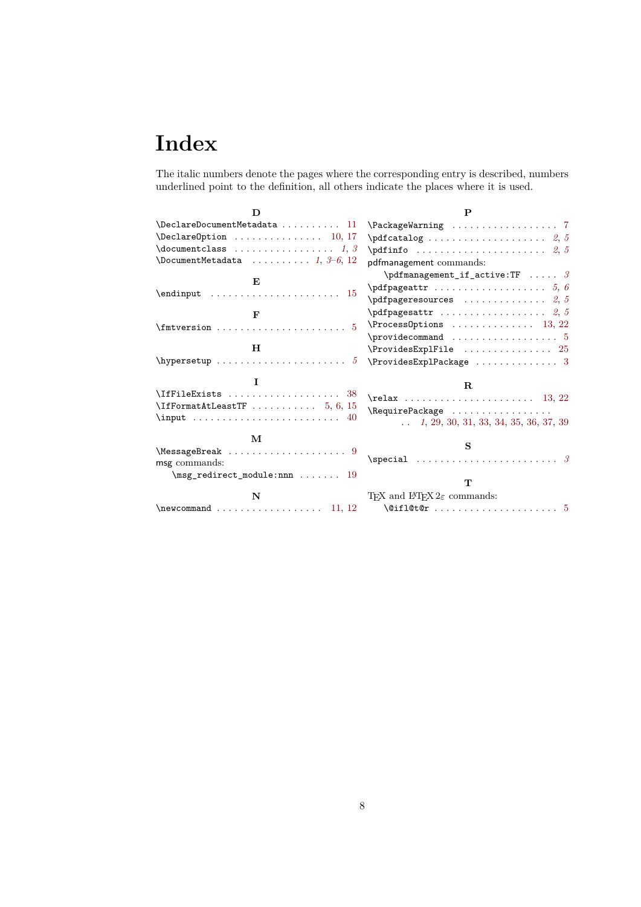# Index

The italic numbers denote the pages where the corresponding entry is described, numbers underlined point to the definition, all others indicate the places where it is used.

**D**

\DeclareDocumentMetadata . . . . . . . . . . 11
\DeclareOption . . . . . . . . . . . . . . . 10, 17
\documentclass . . . . . . . . . . . . . . . . *1*, *3*
\DocumentMetadata . . . . . . . . . . *1*, *3–6*, 12

**E**

\endinput . . . . . . . . . . . . . . . . . . . . . 15

**F**

\fmtversion . . . . . . . . . . . . . . . . . . . . . 5

**H**

\hypersetup . . . . . . . . . . . . . . . . . . . . *5*

**I**

\IfFileExists . . . . . . . . . . . . . . . . . . . 38
\IfFormatAtLeastTF . . . . . . . . . . . 5, 6, 15
\input . . . . . . . . . . . . . . . . . . . . . . . . 40

**M**

\MessageBreak . . . . . . . . . . . . . . . . . . . 9
msg commands:
  \msg_redirect_module:nnn . . . . . . . 19

**N**

\newcommand . . . . . . . . . . . . . . . . . 11, 12

**P**

\PackageWarning . . . . . . . . . . . . . . . . . . 7
\pdfcatalog . . . . . . . . . . . . . . . . . . . *2*, *5*
\pdfinfo . . . . . . . . . . . . . . . . . . . . . . *2*, *5*
pdfmanagement commands:
  \pdfmanagement_if_active:TF . . . . . *3*
\pdfpageattr . . . . . . . . . . . . . . . . . . *5*, *6*
\pdfpageresources . . . . . . . . . . . . . . *2*, *5*
\pdfpagesattr . . . . . . . . . . . . . . . . . *2*, *5*
\ProcessOptions . . . . . . . . . . . . . . 13, 22
\providecommand . . . . . . . . . . . . . . . . . 5
\ProvidesExplFile . . . . . . . . . . . . . . . . 25
\ProvidesExplPackage . . . . . . . . . . . . . . 3

**R**

\relax . . . . . . . . . . . . . . . . . . . . . . 13, 22
\RequirePackage . . . . . . . . . . . . . . . . . . *1*, 29, 30, 31, 33, 34, 35, 36, 37, 39

**S**

\special . . . . . . . . . . . . . . . . . . . . . . . . *3*

**T**

TEX and LATEX 2ε commands:
  \@ifl@t@r . . . . . . . . . . . . . . . . . . . . . 5